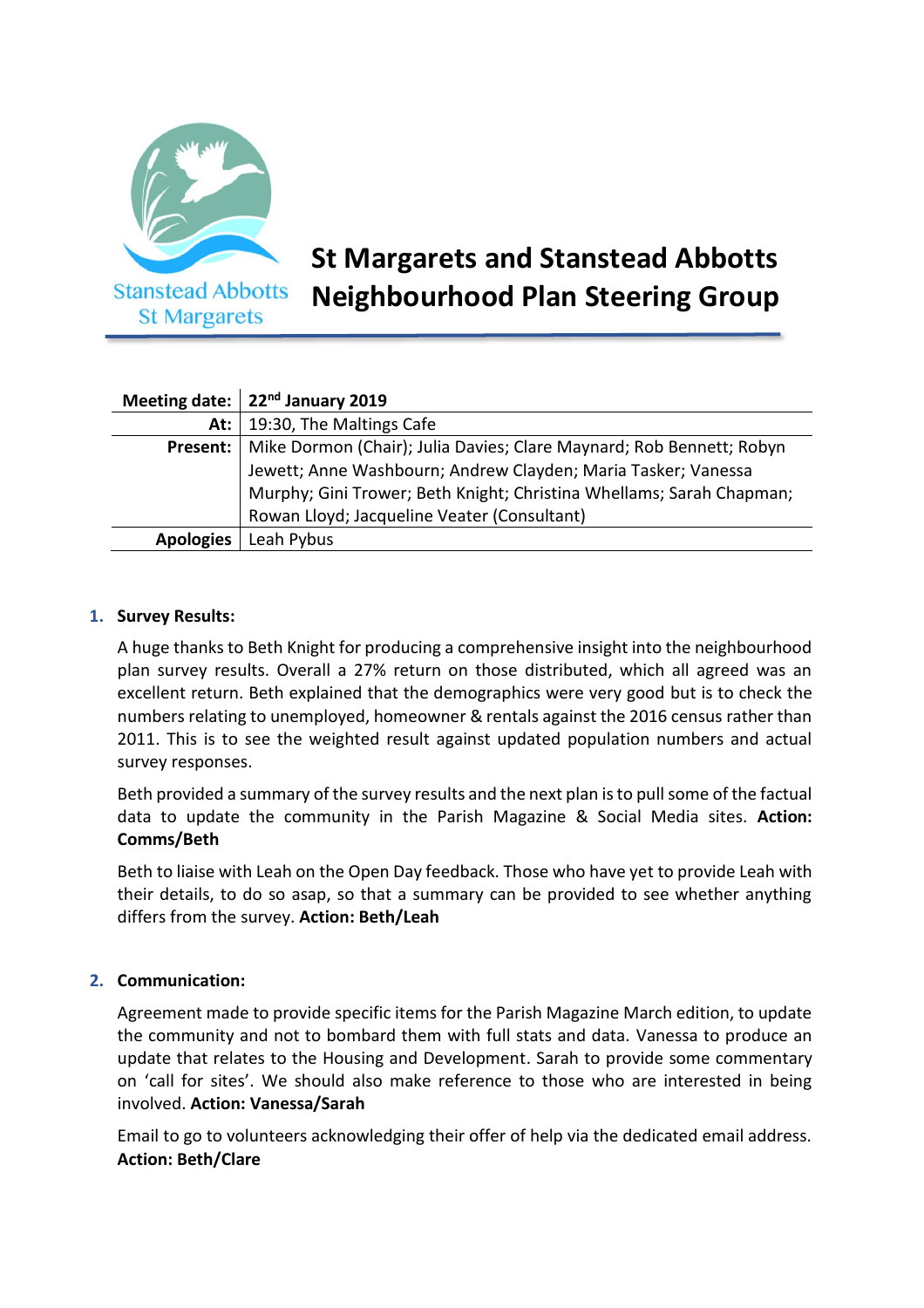# St Margarets and Stanstead Abbotts Neighbourhood Plan Steering Group

| Meeting date: | 22nd January 2019 |
|---|---|
| At: | 19:30, The Maltings Cafe |
| Present: | Mike Dormon (Chair); Julia Davies; Clare Maynard; Rob Bennett; Robyn Jewett; Anne Washbourn; Andrew Clayden; Maria Tasker; Vanessa Murphy; Gini Trower; Beth Knight; Christina Whellams; Sarah Chapman; Rowan Lloyd; Jacqueline Veater (Consultant) |
| Apologies | Leah Pybus |

1. **Survey Results:**

   A huge thanks to Beth Knight for producing a comprehensive insight into the neighbourhood plan survey results. Overall a 27% return on those distributed, which all agreed was an excellent return. Beth explained that the demographics were very good but is to check the numbers relating to unemployed, homeowner & rentals against the 2016 census rather than 2011. This is to see the weighted result against updated population numbers and actual survey responses.

   Beth provided a summary of the survey results and the next plan is to pull some of the factual data to update the community in the Parish Magazine & Social Media sites. **Action: Comms/Beth**

   Beth to liaise with Leah on the Open Day feedback. Those who have yet to provide Leah with their details, to do so asap, so that a summary can be provided to see whether anything differs from the survey. **Action: Beth/Leah**

2. **Communication:**

   Agreement made to provide specific items for the Parish Magazine March edition, to update the community and not to bombard them with full stats and data. Vanessa to produce an update that relates to the Housing and Development. Sarah to provide some commentary on 'call for sites'. We should also make reference to those who are interested in being involved. **Action: Vanessa/Sarah**

   Email to go to volunteers acknowledging their offer of help via the dedicated email address. **Action: Beth/Clare**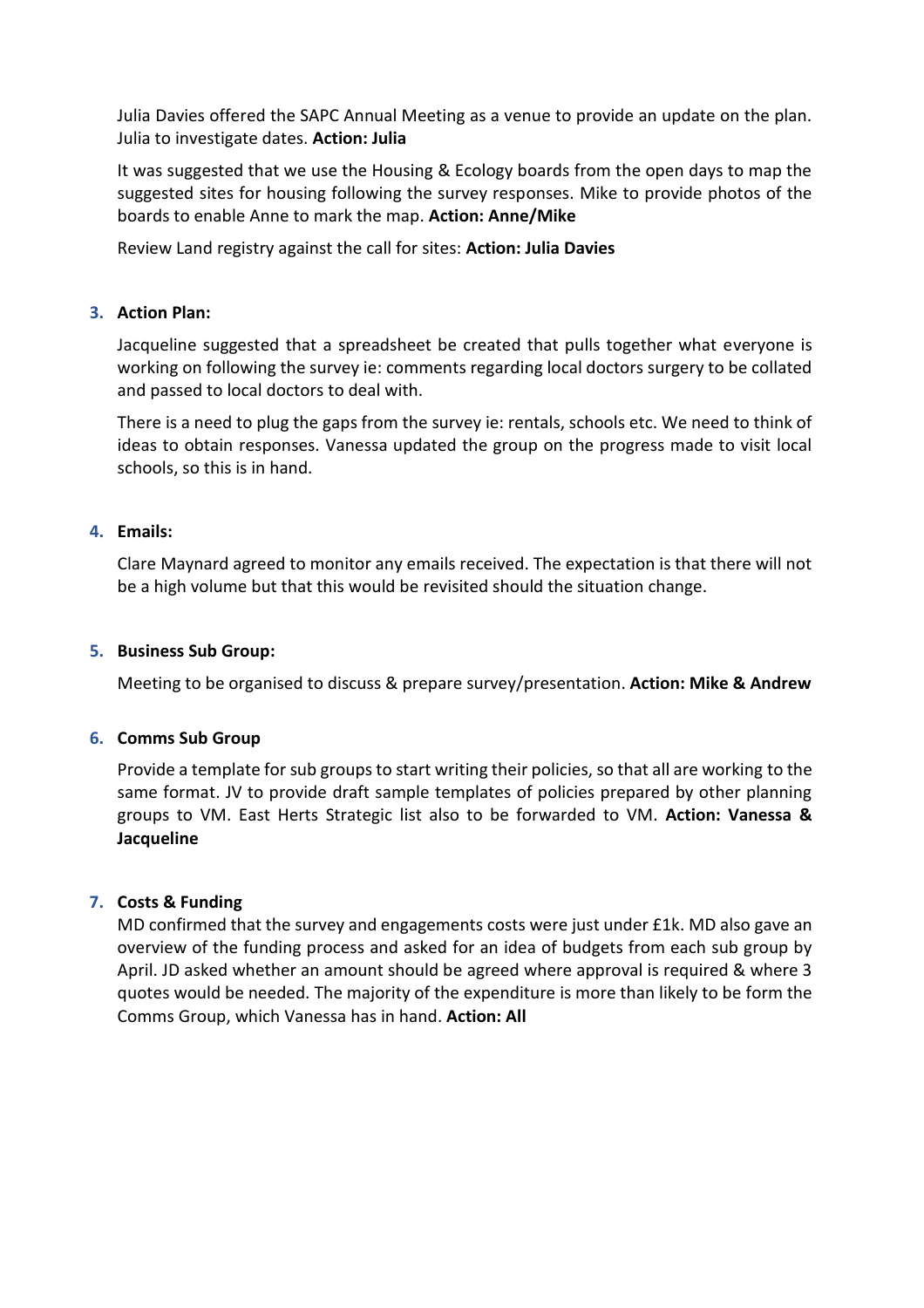Julia Davies offered the SAPC Annual Meeting as a venue to provide an update on the plan. Julia to investigate dates. **Action: Julia**

It was suggested that we use the Housing & Ecology boards from the open days to map the suggested sites for housing following the survey responses. Mike to provide photos of the boards to enable Anne to mark the map. **Action: Anne/Mike**

Review Land registry against the call for sites: **Action: Julia Davies**

3. **Action Plan:**

   Jacqueline suggested that a spreadsheet be created that pulls together what everyone is working on following the survey ie: comments regarding local doctors surgery to be collated and passed to local doctors to deal with.

   There is a need to plug the gaps from the survey ie: rentals, schools etc. We need to think of ideas to obtain responses. Vanessa updated the group on the progress made to visit local schools, so this is in hand.

4. **Emails:**

   Clare Maynard agreed to monitor any emails received. The expectation is that there will not be a high volume but that this would be revisited should the situation change.

5. **Business Sub Group:**

   Meeting to be organised to discuss & prepare survey/presentation. **Action: Mike & Andrew**

6. **Comms Sub Group**

   Provide a template for sub groups to start writing their policies, so that all are working to the same format. JV to provide draft sample templates of policies prepared by other planning groups to VM. East Herts Strategic list also to be forwarded to VM. **Action: Vanessa & Jacqueline**

7. **Costs & Funding**

   MD confirmed that the survey and engagements costs were just under £1k. MD also gave an overview of the funding process and asked for an idea of budgets from each sub group by April. JD asked whether an amount should be agreed where approval is required & where 3 quotes would be needed. The majority of the expenditure is more than likely to be form the Comms Group, which Vanessa has in hand. **Action: All**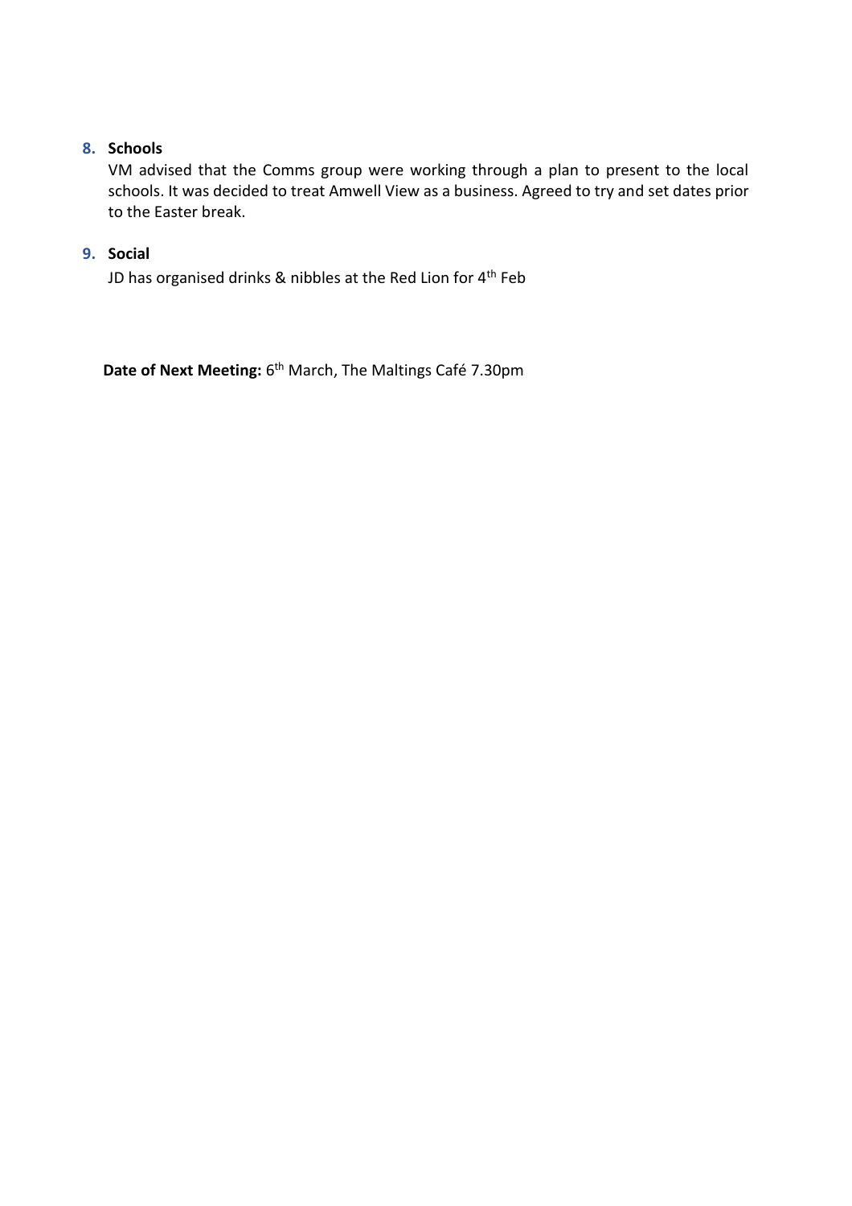8. **Schools**

   VM advised that the Comms group were working through a plan to present to the local schools. It was decided to treat Amwell View as a business. Agreed to try and set dates prior to the Easter break.

9. **Social**

   JD has organised drinks & nibbles at the Red Lion for 4th Feb

**Date of Next Meeting:** 6th March, The Maltings Café 7.30pm